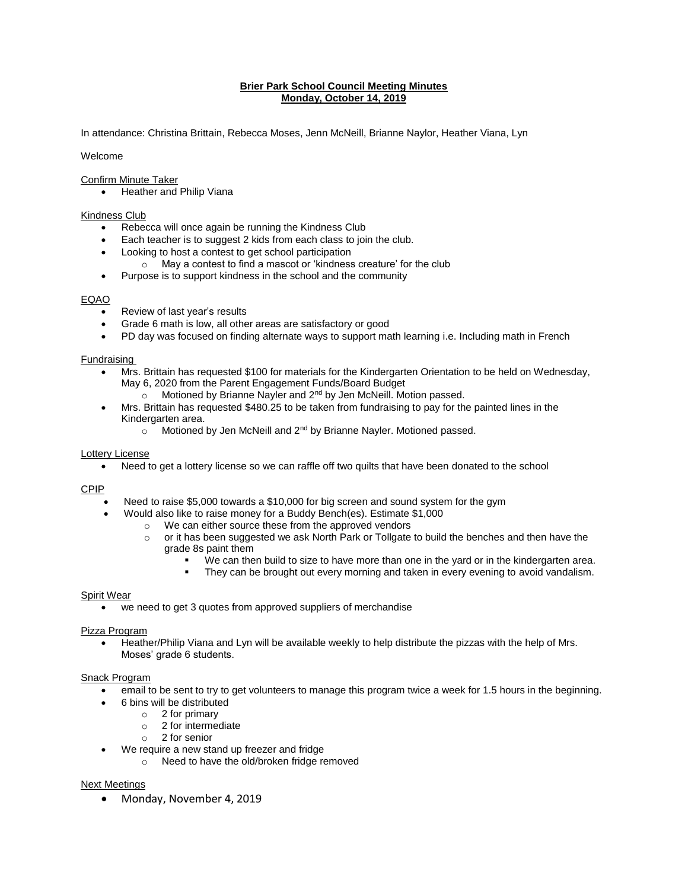**Brier Park School Council Meeting Minutes**
**Monday, October 14, 2019**

In attendance: Christina Brittain, Rebecca Moses, Jenn McNeill, Brianne Naylor, Heather Viana, Lyn

Welcome

Confirm Minute Taker

- Heather and Philip Viana

Kindness Club

- Rebecca will once again be running the Kindness Club
- Each teacher is to suggest 2 kids from each class to join the club.
- Looking to host a contest to get school participation
  - May a contest to find a mascot or 'kindness creature' for the club
- Purpose is to support kindness in the school and the community

EQAO

- Review of last year's results
- Grade 6 math is low, all other areas are satisfactory or good
- PD day was focused on finding alternate ways to support math learning i.e. Including math in French

Fundraising

- Mrs. Brittain has requested $100 for materials for the Kindergarten Orientation to be held on Wednesday, May 6, 2020 from the Parent Engagement Funds/Board Budget
  - Motioned by Brianne Nayler and 2nd by Jen McNeill. Motion passed.
- Mrs. Brittain has requested $480.25 to be taken from fundraising to pay for the painted lines in the Kindergarten area.
  - Motioned by Jen McNeill and 2nd by Brianne Nayler. Motioned passed.

Lottery License

- Need to get a lottery license so we can raffle off two quilts that have been donated to the school

CPIP

- Need to raise $5,000 towards a $10,000 for big screen and sound system for the gym
- Would also like to raise money for a Buddy Bench(es). Estimate $1,000
  - We can either source these from the approved vendors
  - or it has been suggested we ask North Park or Tollgate to build the benches and then have the grade 8s paint them
    - We can then build to size to have more than one in the yard or in the kindergarten area.
    - They can be brought out every morning and taken in every evening to avoid vandalism.

Spirit Wear

- we need to get 3 quotes from approved suppliers of merchandise

Pizza Program

- Heather/Philip Viana and Lyn will be available weekly to help distribute the pizzas with the help of Mrs. Moses' grade 6 students.

Snack Program

- email to be sent to try to get volunteers to manage this program twice a week for 1.5 hours in the beginning.
- 6 bins will be distributed
  - 2 for primary
  - 2 for intermediate
  - 2 for senior
- We require a new stand up freezer and fridge
  - Need to have the old/broken fridge removed

Next Meetings

- Monday, November 4, 2019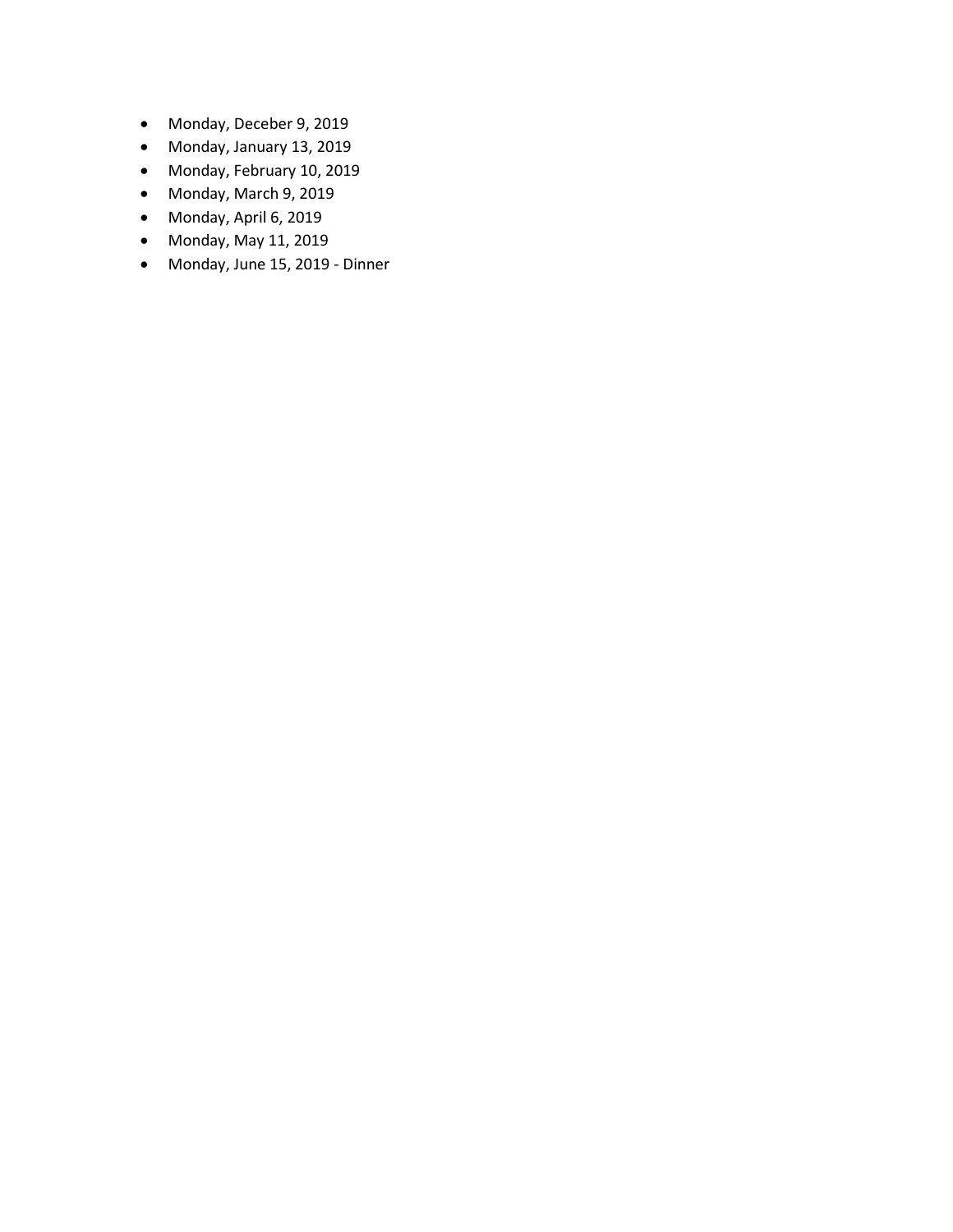- Monday, Deceber 9, 2019
- Monday, January 13, 2019
- Monday, February 10, 2019
- Monday, March 9, 2019
- Monday, April 6, 2019
- Monday, May 11, 2019
- Monday, June 15, 2019 - Dinner